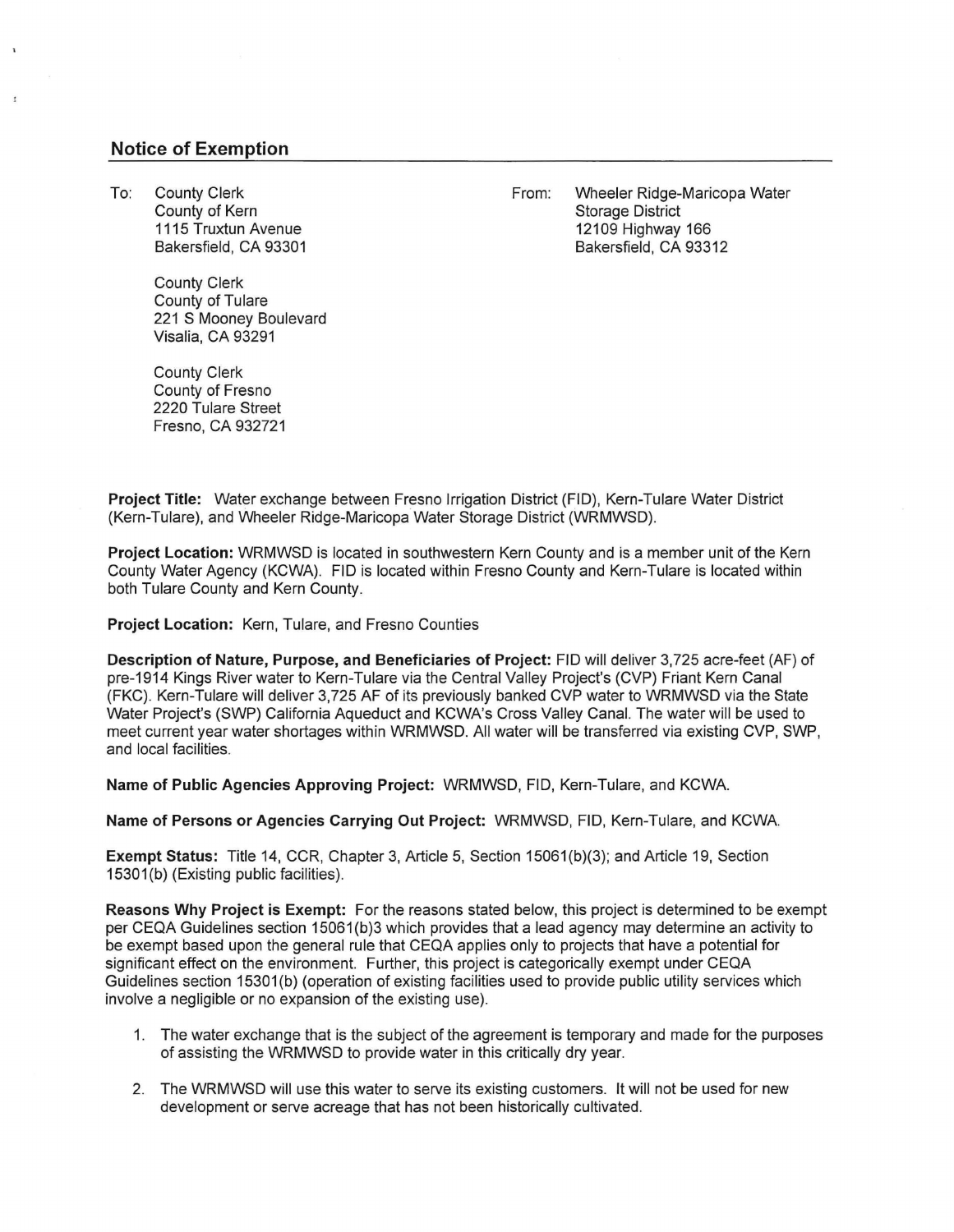## Notice of Exemption

To: County Clerk
County of Kern
1115 Truxtun Avenue
Bakersfield, CA 93301

County Clerk
County of Tulare
221 S Mooney Boulevard
Visalia, CA 93291

County Clerk
County of Fresno
2220 Tulare Street
Fresno, CA 932721

From: Wheeler Ridge-Maricopa Water Storage District
12109 Highway 166
Bakersfield, CA 93312

**Project Title:** Water exchange between Fresno Irrigation District (FID), Kern-Tulare Water District (Kern-Tulare), and Wheeler Ridge-Maricopa Water Storage District (WRMWSD).

**Project Location:** WRMWSD is located in southwestern Kern County and is a member unit of the Kern County Water Agency (KCWA). FID is located within Fresno County and Kern-Tulare is located within both Tulare County and Kern County.

**Project Location:** Kern, Tulare, and Fresno Counties

**Description of Nature, Purpose, and Beneficiaries of Project:** FID will deliver 3,725 acre-feet (AF) of pre-1914 Kings River water to Kern-Tulare via the Central Valley Project's (CVP) Friant Kern Canal (FKC). Kern-Tulare will deliver 3,725 AF of its previously banked CVP water to WRMWSD via the State Water Project's (SWP) California Aqueduct and KCWA's Cross Valley Canal. The water will be used to meet current year water shortages within WRMWSD. All water will be transferred via existing CVP, SWP, and local facilities.

**Name of Public Agencies Approving Project:** WRMWSD, FID, Kern-Tulare, and KCWA.

**Name of Persons or Agencies Carrying Out Project:** WRMWSD, FID, Kern-Tulare, and KCWA.

**Exempt Status:** Title 14, CCR, Chapter 3, Article 5, Section 15061(b)(3); and Article 19, Section 15301(b) (Existing public facilities).

**Reasons Why Project is Exempt:** For the reasons stated below, this project is determined to be exempt per CEQA Guidelines section 15061(b)3 which provides that a lead agency may determine an activity to be exempt based upon the general rule that CEQA applies only to projects that have a potential for significant effect on the environment. Further, this project is categorically exempt under CEQA Guidelines section 15301(b) (operation of existing facilities used to provide public utility services which involve a negligible or no expansion of the existing use).

1. The water exchange that is the subject of the agreement is temporary and made for the purposes of assisting the WRMWSD to provide water in this critically dry year.
2. The WRMWSD will use this water to serve its existing customers. It will not be used for new development or serve acreage that has not been historically cultivated.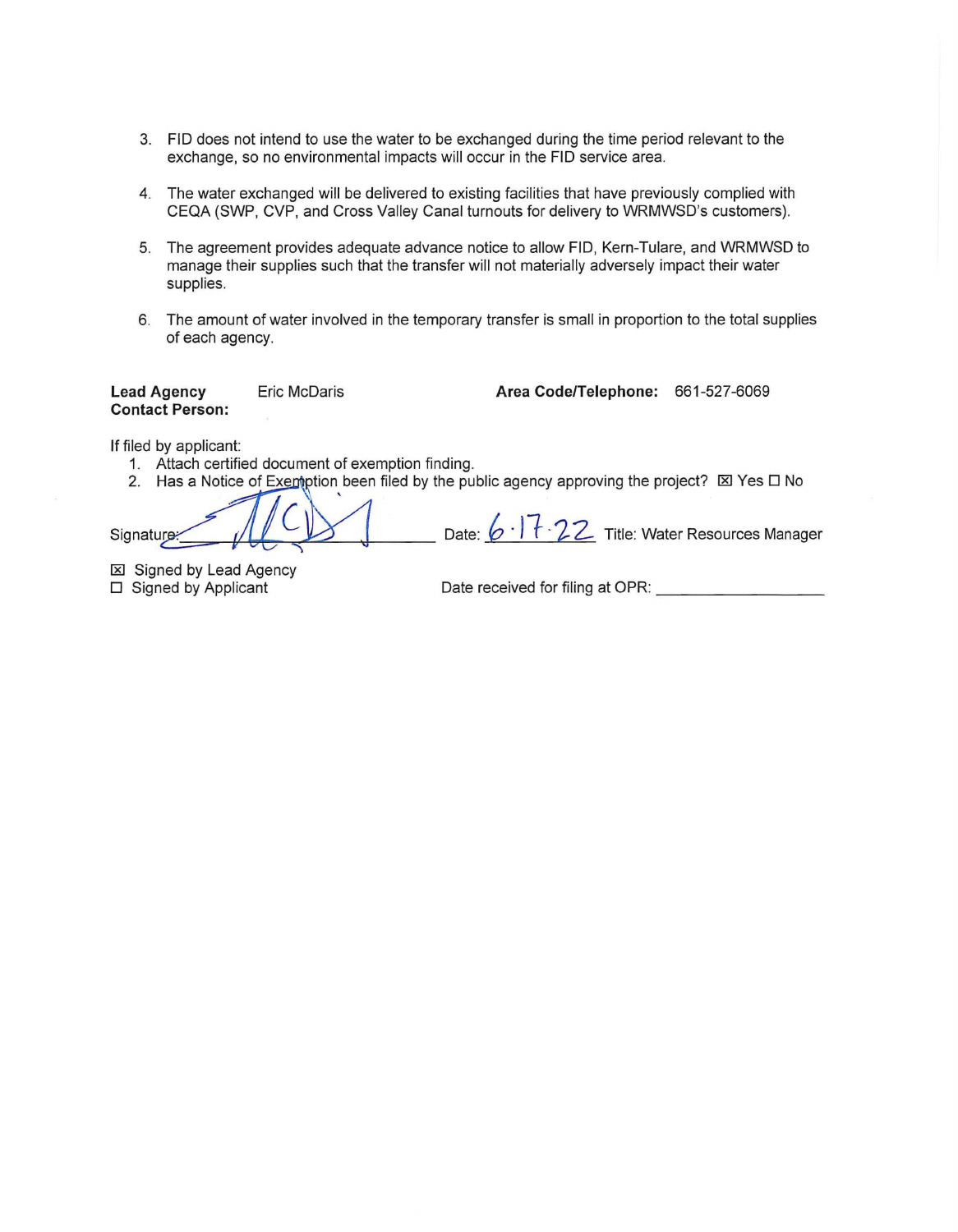3. FID does not intend to use the water to be exchanged during the time period relevant to the exchange, so no environmental impacts will occur in the FID service area.

4. The water exchanged will be delivered to existing facilities that have previously complied with CEQA (SWP, CVP, and Cross Valley Canal turnouts for delivery to WRMWSD's customers).

5. The agreement provides adequate advance notice to allow FID, Kern-Tulare, and WRMWSD to manage their supplies such that the transfer will not materially adversely impact their water supplies.

6. The amount of water involved in the temporary transfer is small in proportion to the total supplies of each agency.

**Lead Agency Contact Person:** Eric McDaris

**Area Code/Telephone:** 661-527-6069

If filed by applicant:

1. Attach certified document of exemption finding.
2. Has a Notice of Exemption been filed by the public agency approving the project? ☒ Yes ☐ No

Signature: ______________ Date: 6·17·22 Title: Water Resources Manager

☒ Signed by Lead Agency
☐ Signed by Applicant

Date received for filing at OPR: ______________